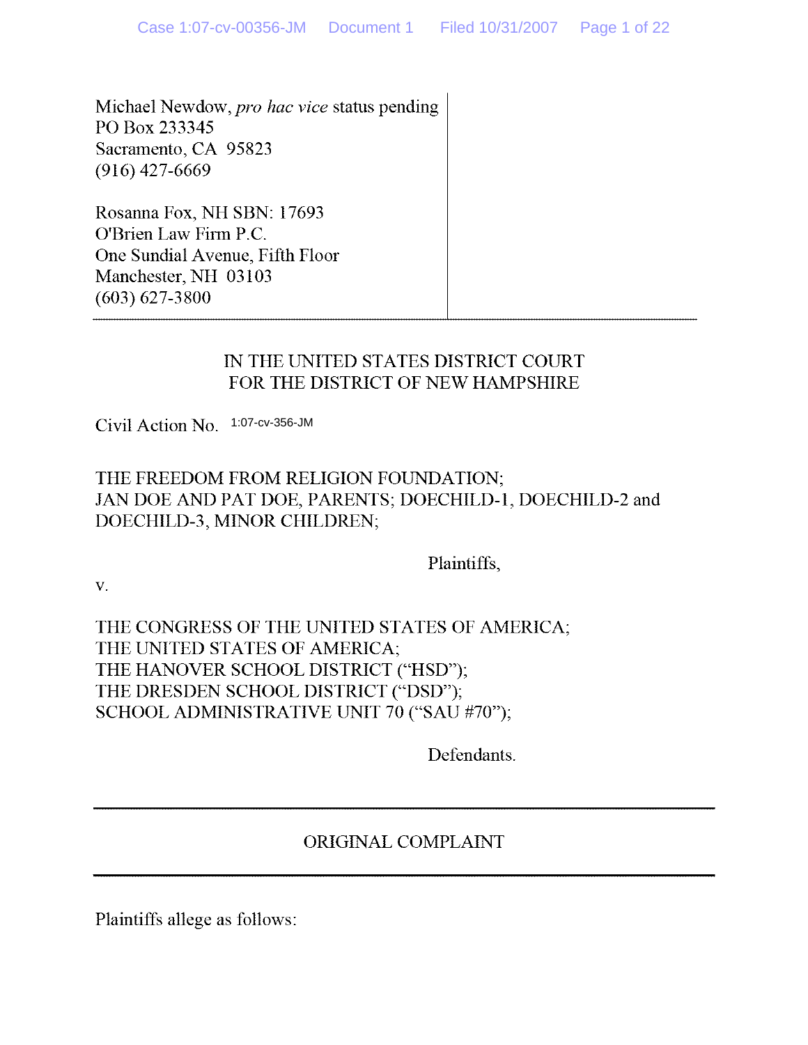Michael Newdow, *pro hac vice* status pending
PO Box 233345
Sacramento, CA 95823
(916) 427-6669

Rosanna Fox, NH SBN: 17693
O'Brien Law Firm P.C.
One Sundial Avenue, Fifth Floor
Manchester, NH 03103
(603) 627-3800

---

IN THE UNITED STATES DISTRICT COURT
FOR THE DISTRICT OF NEW HAMPSHIRE

Civil Action No. 1:07-cv-356-JM

THE FREEDOM FROM RELIGION FOUNDATION;
JAN DOE AND PAT DOE, PARENTS; DOECHILD-1, DOECHILD-2 and DOECHILD-3, MINOR CHILDREN;

Plaintiffs,

v.

THE CONGRESS OF THE UNITED STATES OF AMERICA;
THE UNITED STATES OF AMERICA;
THE HANOVER SCHOOL DISTRICT ("HSD");
THE DRESDEN SCHOOL DISTRICT ("DSD");
SCHOOL ADMINISTRATIVE UNIT 70 ("SAU #70");

Defendants.

---

ORIGINAL COMPLAINT

---

Plaintiffs allege as follows: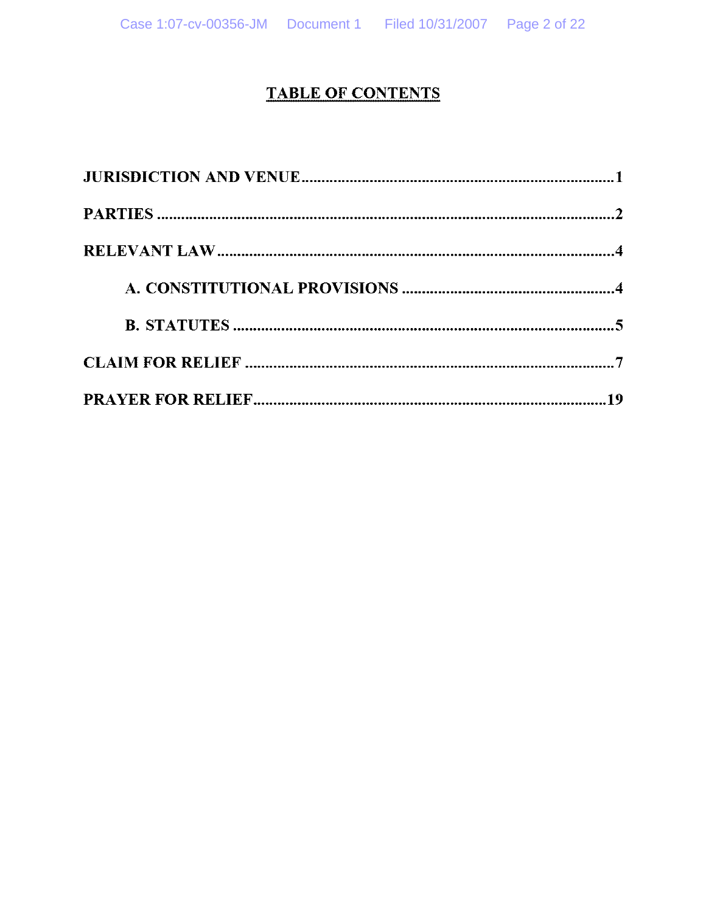# TABLE OF CONTENTS

JURISDICTION AND VENUE .......... 1

PARTIES .......... 2

RELEVANT LAW .......... 4

- A. CONSTITUTIONAL PROVISIONS .......... 4
- B. STATUTES .......... 5

CLAIM FOR RELIEF .......... 7

PRAYER FOR RELIEF .......... 19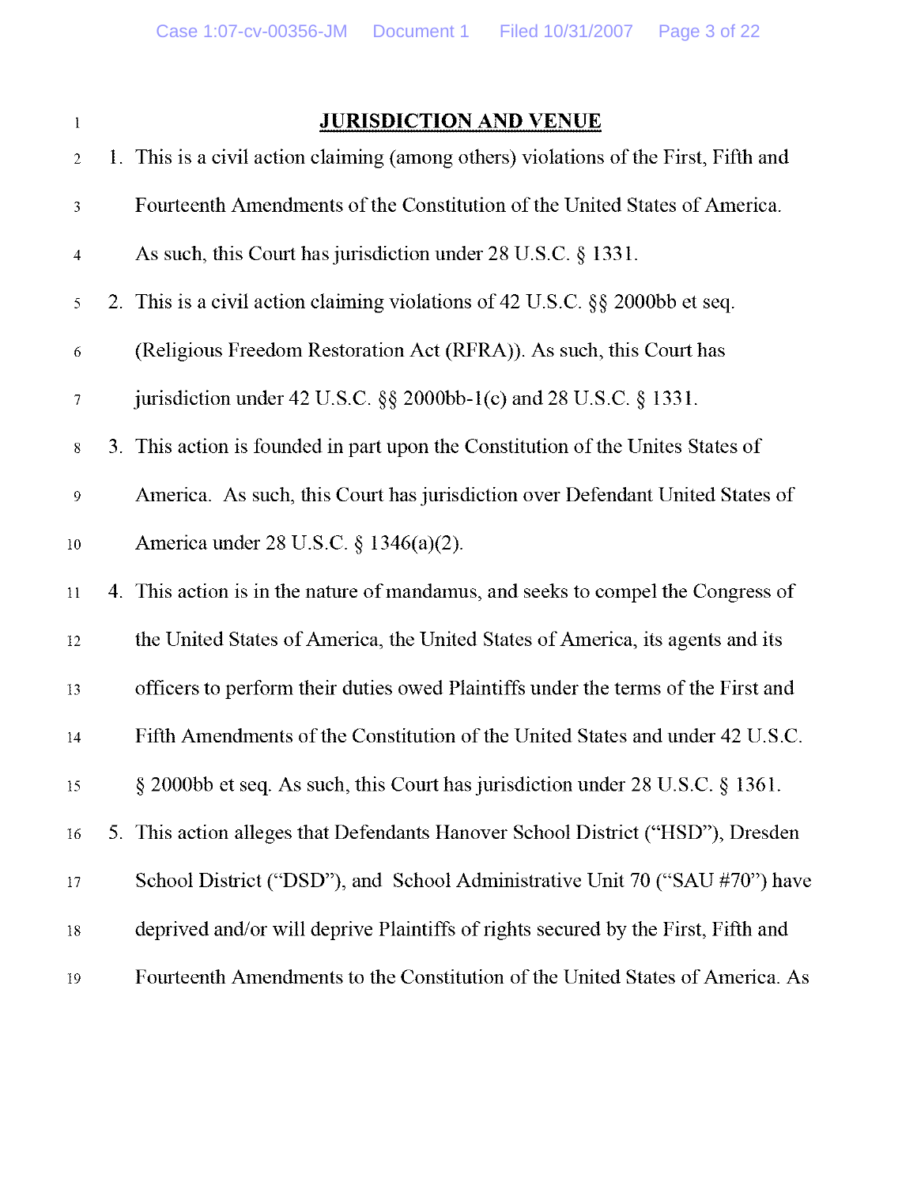## JURISDICTION AND VENUE

1. This is a civil action claiming (among others) violations of the First, Fifth and Fourteenth Amendments of the Constitution of the United States of America. As such, this Court has jurisdiction under 28 U.S.C. § 1331.
2. This is a civil action claiming violations of 42 U.S.C. §§ 2000bb et seq. (Religious Freedom Restoration Act (RFRA)). As such, this Court has jurisdiction under 42 U.S.C. §§ 2000bb-1(c) and 28 U.S.C. § 1331.
3. This action is founded in part upon the Constitution of the Unites States of America. As such, this Court has jurisdiction over Defendant United States of America under 28 U.S.C. § 1346(a)(2).
4. This action is in the nature of mandamus, and seeks to compel the Congress of the United States of America, the United States of America, its agents and its officers to perform their duties owed Plaintiffs under the terms of the First and Fifth Amendments of the Constitution of the United States and under 42 U.S.C. § 2000bb et seq. As such, this Court has jurisdiction under 28 U.S.C. § 1361.
5. This action alleges that Defendants Hanover School District ("HSD"), Dresden School District ("DSD"), and School Administrative Unit 70 ("SAU #70") have deprived and/or will deprive Plaintiffs of rights secured by the First, Fifth and Fourteenth Amendments to the Constitution of the United States of America. As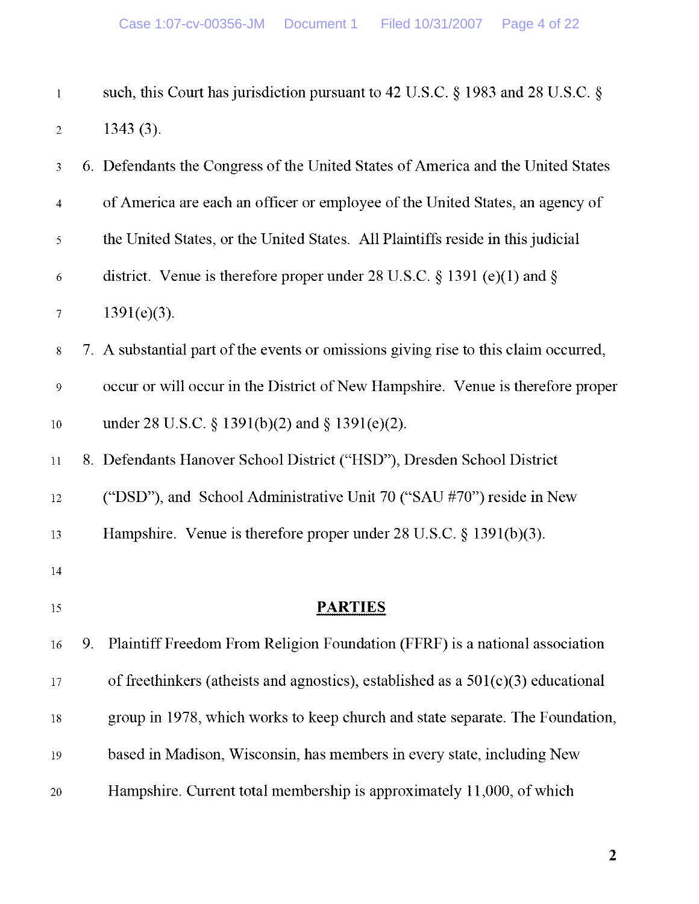such, this Court has jurisdiction pursuant to 42 U.S.C. § 1983 and 28 U.S.C. § 1343 (3).

6. Defendants the Congress of the United States of America and the United States of America are each an officer or employee of the United States, an agency of the United States, or the United States. All Plaintiffs reside in this judicial district. Venue is therefore proper under 28 U.S.C. § 1391 (e)(1) and § 1391(e)(3).

7. A substantial part of the events or omissions giving rise to this claim occurred, occur or will occur in the District of New Hampshire. Venue is therefore proper under 28 U.S.C. § 1391(b)(2) and § 1391(e)(2).

8. Defendants Hanover School District ("HSD"), Dresden School District ("DSD"), and School Administrative Unit 70 ("SAU #70") reside in New Hampshire. Venue is therefore proper under 28 U.S.C. § 1391(b)(3).

## PARTIES

9. Plaintiff Freedom From Religion Foundation (FFRF) is a national association of freethinkers (atheists and agnostics), established as a 501(c)(3) educational group in 1978, which works to keep church and state separate. The Foundation, based in Madison, Wisconsin, has members in every state, including New Hampshire. Current total membership is approximately 11,000, of which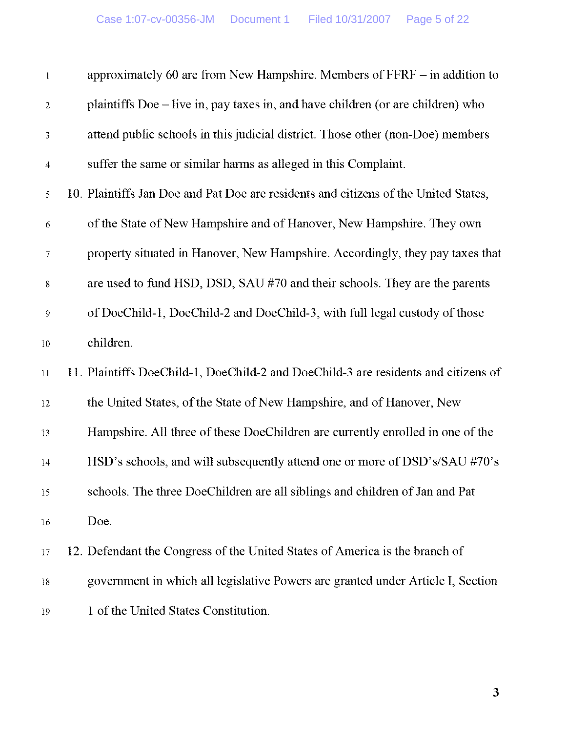approximately 60 are from New Hampshire. Members of FFRF – in addition to plaintiffs Doe – live in, pay taxes in, and have children (or are children) who attend public schools in this judicial district. Those other (non-Doe) members suffer the same or similar harms as alleged in this Complaint.

10. Plaintiffs Jan Doe and Pat Doe are residents and citizens of the United States, of the State of New Hampshire and of Hanover, New Hampshire. They own property situated in Hanover, New Hampshire. Accordingly, they pay taxes that are used to fund HSD, DSD, SAU #70 and their schools. They are the parents of DoeChild-1, DoeChild-2 and DoeChild-3, with full legal custody of those children.

11. Plaintiffs DoeChild-1, DoeChild-2 and DoeChild-3 are residents and citizens of the United States, of the State of New Hampshire, and of Hanover, New Hampshire. All three of these DoeChildren are currently enrolled in one of the HSD's schools, and will subsequently attend one or more of DSD's/SAU #70's schools. The three DoeChildren are all siblings and children of Jan and Pat Doe.

12. Defendant the Congress of the United States of America is the branch of government in which all legislative Powers are granted under Article I, Section 1 of the United States Constitution.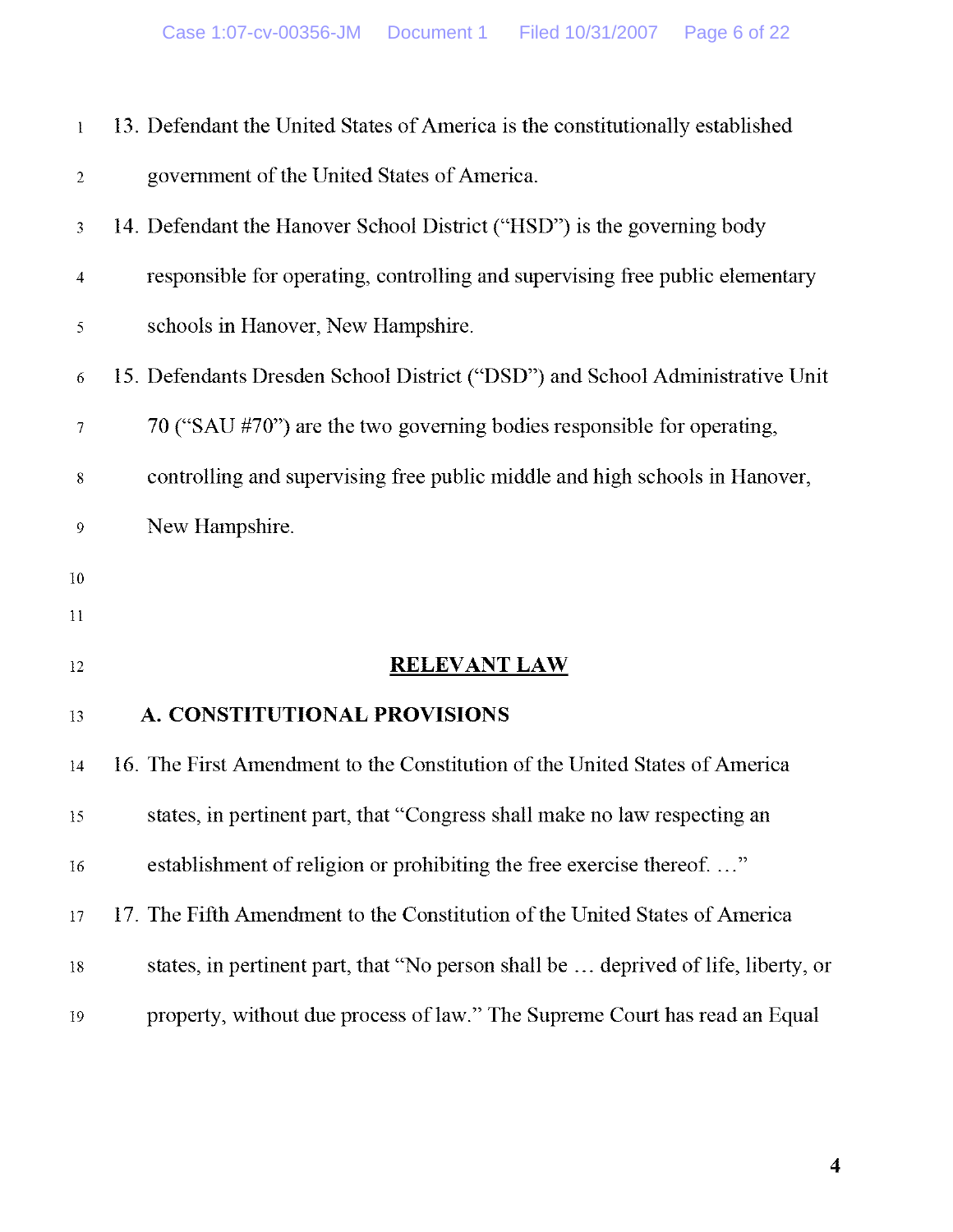13. Defendant the United States of America is the constitutionally established government of the United States of America.

14. Defendant the Hanover School District ("HSD") is the governing body responsible for operating, controlling and supervising free public elementary schools in Hanover, New Hampshire.

15. Defendants Dresden School District ("DSD") and School Administrative Unit 70 ("SAU #70") are the two governing bodies responsible for operating, controlling and supervising free public middle and high schools in Hanover, New Hampshire.

## RELEVANT LAW

### A. CONSTITUTIONAL PROVISIONS

16. The First Amendment to the Constitution of the United States of America states, in pertinent part, that "Congress shall make no law respecting an establishment of religion or prohibiting the free exercise thereof. …"

17. The Fifth Amendment to the Constitution of the United States of America states, in pertinent part, that "No person shall be … deprived of life, liberty, or property, without due process of law." The Supreme Court has read an Equal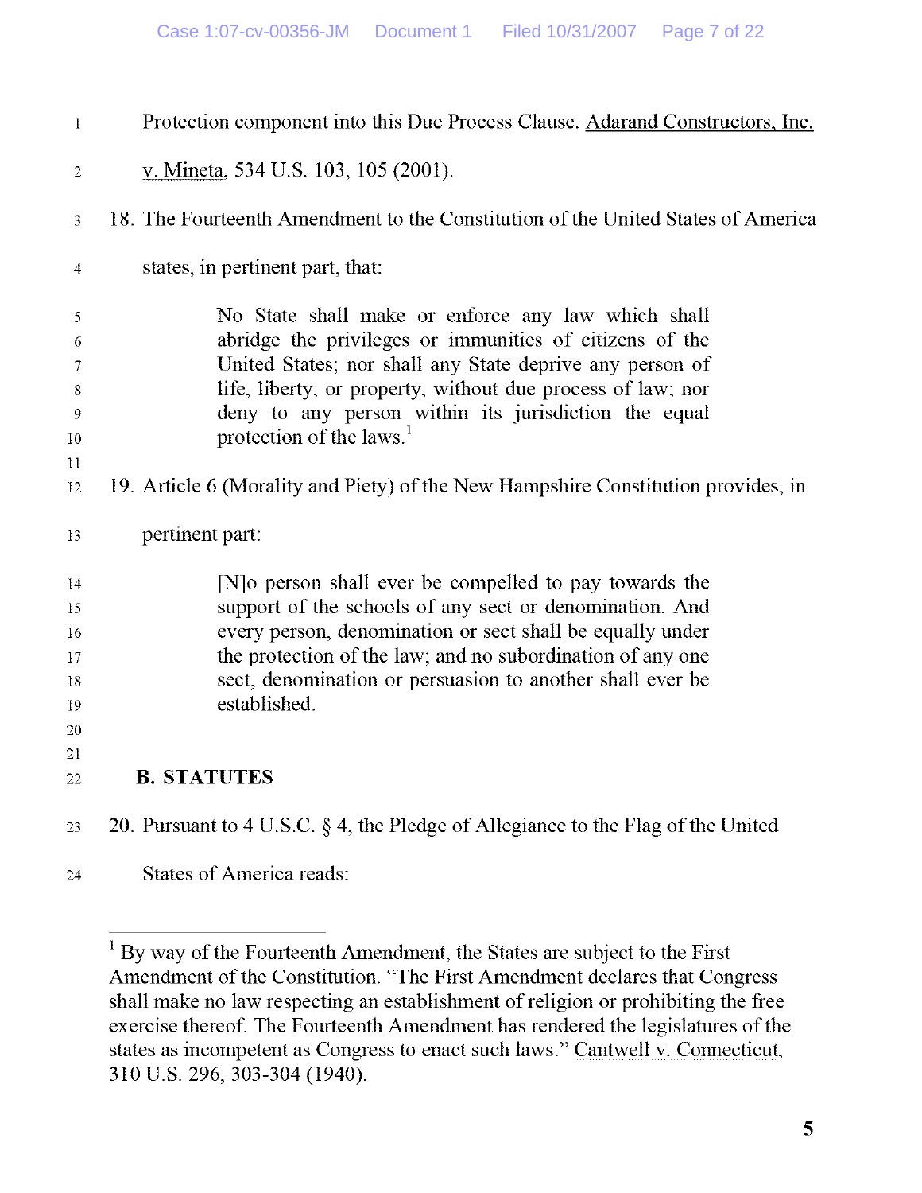Protection component into this Due Process Clause. Adarand Constructors, Inc. v. Mineta, 534 U.S. 103, 105 (2001).

18. The Fourteenth Amendment to the Constitution of the United States of America states, in pertinent part, that:

> No State shall make or enforce any law which shall abridge the privileges or immunities of citizens of the United States; nor shall any State deprive any person of life, liberty, or property, without due process of law; nor deny to any person within its jurisdiction the equal protection of the laws.[1]

19. Article 6 (Morality and Piety) of the New Hampshire Constitution provides, in pertinent part:

> [N]o person shall ever be compelled to pay towards the support of the schools of any sect or denomination. And every person, denomination or sect shall be equally under the protection of the law; and no subordination of any one sect, denomination or persuasion to another shall ever be established.

## B. STATUTES

20. Pursuant to 4 U.S.C. § 4, the Pledge of Allegiance to the Flag of the United States of America reads:

---

[1] By way of the Fourteenth Amendment, the States are subject to the First Amendment of the Constitution. "The First Amendment declares that Congress shall make no law respecting an establishment of religion or prohibiting the free exercise thereof. The Fourteenth Amendment has rendered the legislatures of the states as incompetent as Congress to enact such laws." Cantwell v. Connecticut, 310 U.S. 296, 303-304 (1940).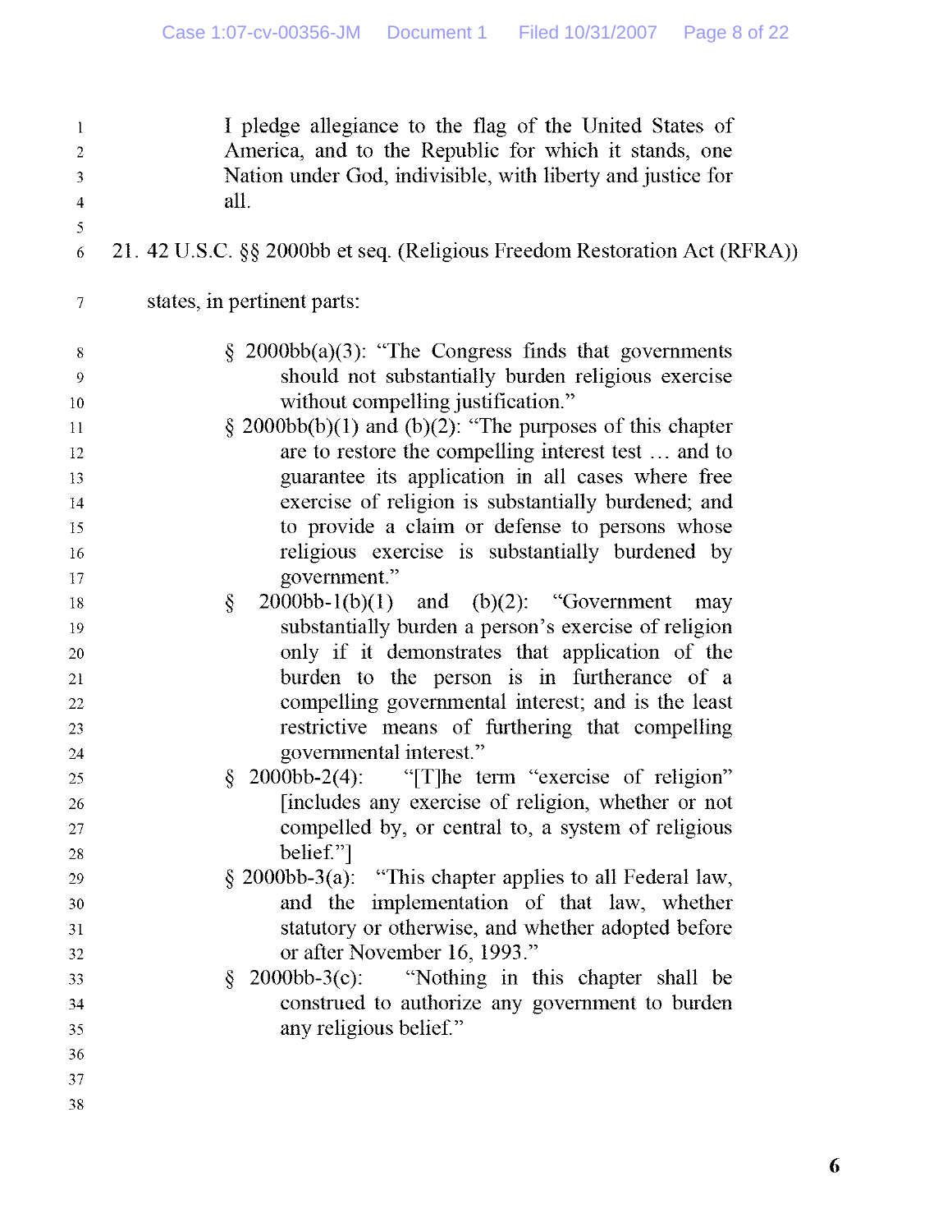> I pledge allegiance to the flag of the United States of America, and to the Republic for which it stands, one Nation under God, indivisible, with liberty and justice for all.

21. 42 U.S.C. §§ 2000bb et seq. (Religious Freedom Restoration Act (RFRA)) states, in pertinent parts:

> § 2000bb(a)(3): "The Congress finds that governments should not substantially burden religious exercise without compelling justification."
>
> § 2000bb(b)(1) and (b)(2): "The purposes of this chapter are to restore the compelling interest test … and to guarantee its application in all cases where free exercise of religion is substantially burdened; and to provide a claim or defense to persons whose religious exercise is substantially burdened by government."
>
> § 2000bb-1(b)(1) and (b)(2): "Government may substantially burden a person's exercise of religion only if it demonstrates that application of the burden to the person is in furtherance of a compelling governmental interest; and is the least restrictive means of furthering that compelling governmental interest."
>
> § 2000bb-2(4): "[T]he term "exercise of religion" [includes any exercise of religion, whether or not compelled by, or central to, a system of religious belief."]
>
> § 2000bb-3(a): "This chapter applies to all Federal law, and the implementation of that law, whether statutory or otherwise, and whether adopted before or after November 16, 1993."
>
> § 2000bb-3(c): "Nothing in this chapter shall be construed to authorize any government to burden any religious belief."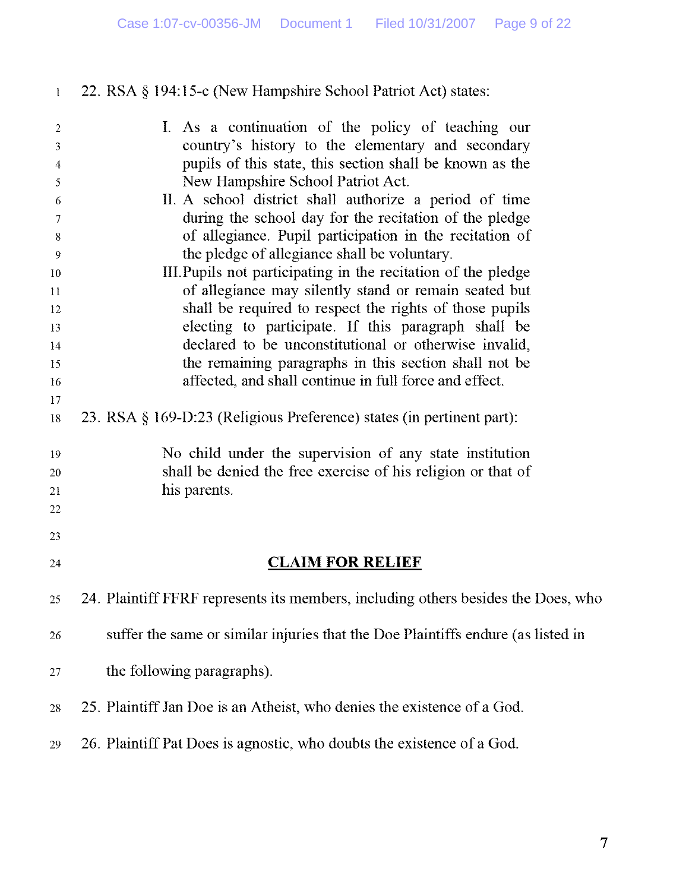22. RSA § 194:15-c (New Hampshire School Patriot Act) states:

> I. As a continuation of the policy of teaching our country's history to the elementary and secondary pupils of this state, this section shall be known as the New Hampshire School Patriot Act.
>
> II. A school district shall authorize a period of time during the school day for the recitation of the pledge of allegiance. Pupil participation in the recitation of the pledge of allegiance shall be voluntary.
>
> III. Pupils not participating in the recitation of the pledge of allegiance may silently stand or remain seated but shall be required to respect the rights of those pupils electing to participate. If this paragraph shall be declared to be unconstitutional or otherwise invalid, the remaining paragraphs in this section shall not be affected, and shall continue in full force and effect.

23. RSA § 169-D:23 (Religious Preference) states (in pertinent part):

> No child under the supervision of any state institution shall be denied the free exercise of his religion or that of his parents.

## CLAIM FOR RELIEF

24. Plaintiff FFRF represents its members, including others besides the Does, who suffer the same or similar injuries that the Doe Plaintiffs endure (as listed in the following paragraphs).

25. Plaintiff Jan Doe is an Atheist, who denies the existence of a God.

26. Plaintiff Pat Does is agnostic, who doubts the existence of a God.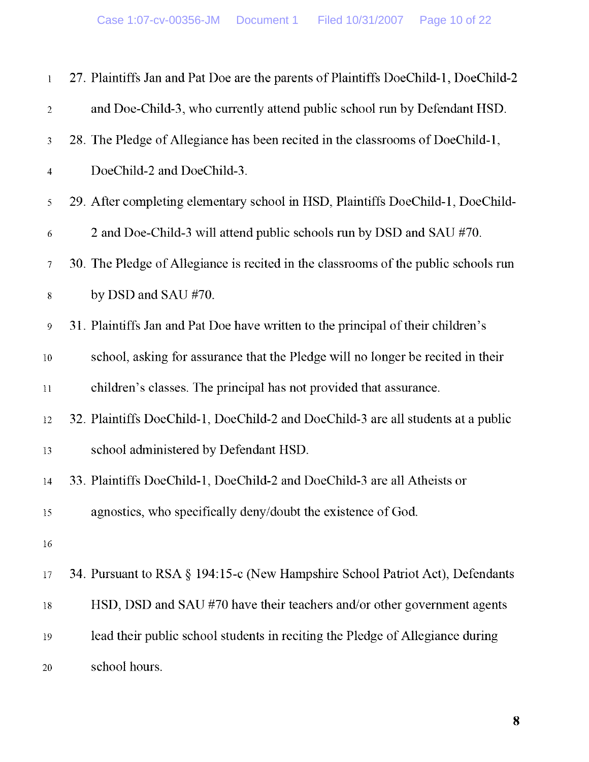27. Plaintiffs Jan and Pat Doe are the parents of Plaintiffs DoeChild-1, DoeChild-2 and Doe-Child-3, who currently attend public school run by Defendant HSD.

28. The Pledge of Allegiance has been recited in the classrooms of DoeChild-1, DoeChild-2 and DoeChild-3.

29. After completing elementary school in HSD, Plaintiffs DoeChild-1, DoeChild-2 and Doe-Child-3 will attend public schools run by DSD and SAU #70.

30. The Pledge of Allegiance is recited in the classrooms of the public schools run by DSD and SAU #70.

31. Plaintiffs Jan and Pat Doe have written to the principal of their children's school, asking for assurance that the Pledge will no longer be recited in their children's classes. The principal has not provided that assurance.

32. Plaintiffs DoeChild-1, DoeChild-2 and DoeChild-3 are all students at a public school administered by Defendant HSD.

33. Plaintiffs DoeChild-1, DoeChild-2 and DoeChild-3 are all Atheists or agnostics, who specifically deny/doubt the existence of God.

34. Pursuant to RSA § 194:15-c (New Hampshire School Patriot Act), Defendants HSD, DSD and SAU #70 have their teachers and/or other government agents lead their public school students in reciting the Pledge of Allegiance during school hours.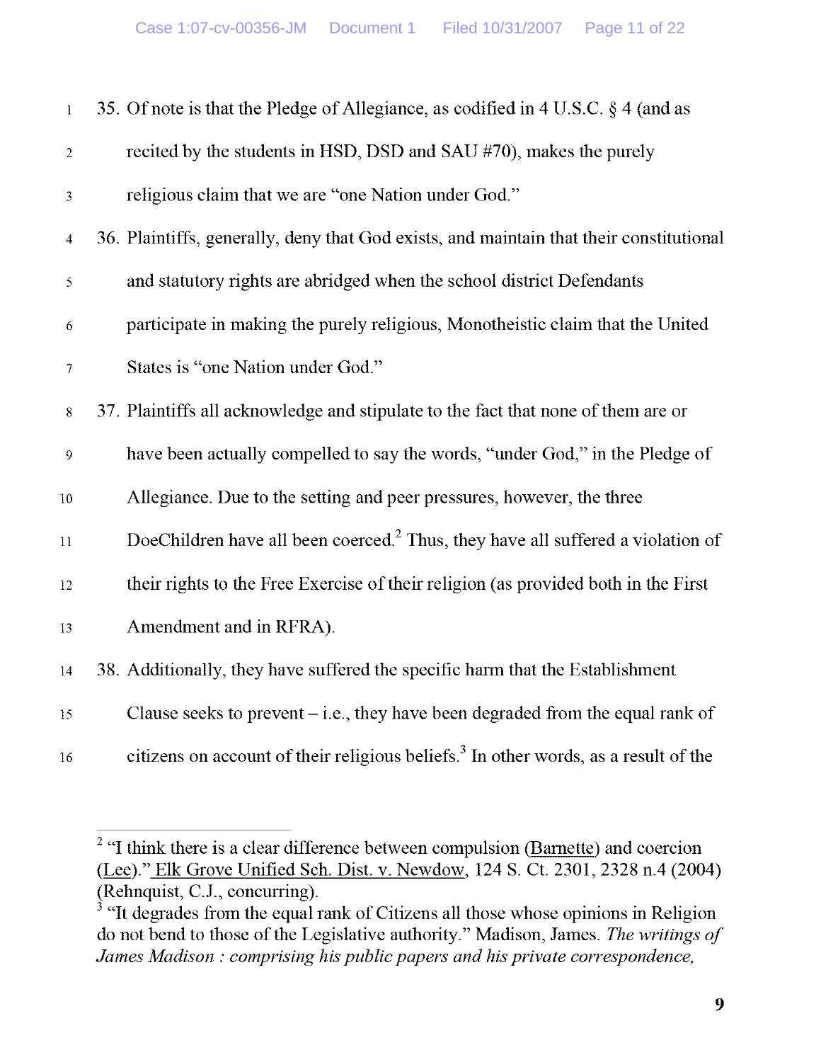35. Of note is that the Pledge of Allegiance, as codified in 4 U.S.C. § 4 (and as recited by the students in HSD, DSD and SAU #70), makes the purely religious claim that we are "one Nation under God."

36. Plaintiffs, generally, deny that God exists, and maintain that their constitutional and statutory rights are abridged when the school district Defendants participate in making the purely religious, Monotheistic claim that the United States is "one Nation under God."

37. Plaintiffs all acknowledge and stipulate to the fact that none of them are or have been actually compelled to say the words, "under God," in the Pledge of Allegiance. Due to the setting and peer pressures, however, the three DoeChildren have all been coerced.[2] Thus, they have all suffered a violation of their rights to the Free Exercise of their religion (as provided both in the First Amendment and in RFRA).

38. Additionally, they have suffered the specific harm that the Establishment Clause seeks to prevent – i.e., they have been degraded from the equal rank of citizens on account of their religious beliefs.[3] In other words, as a result of the

---

[2] "I think there is a clear difference between compulsion (Barnette) and coercion (Lee)." Elk Grove Unified Sch. Dist. v. Newdow, 124 S. Ct. 2301, 2328 n.4 (2004) (Rehnquist, C.J., concurring).

[3] "It degrades from the equal rank of Citizens all those whose opinions in Religion do not bend to those of the Legislative authority." Madison, James. *The writings of James Madison : comprising his public papers and his private correspondence,*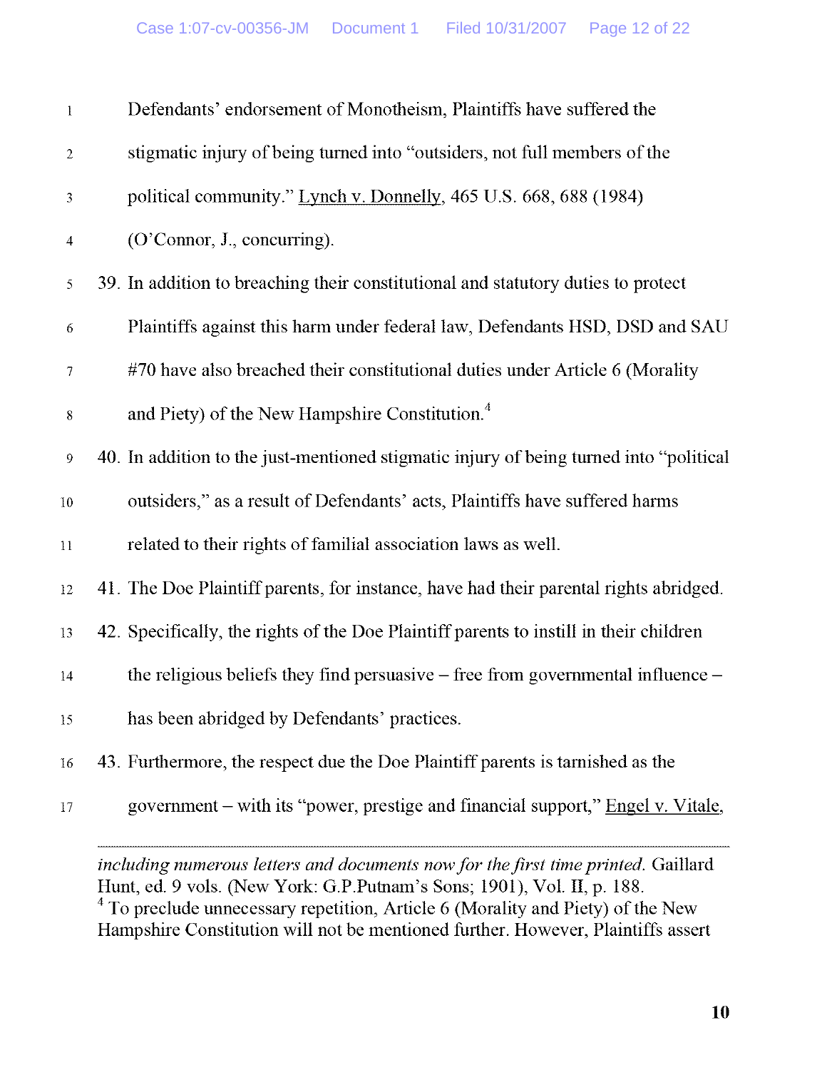Defendants' endorsement of Monotheism, Plaintiffs have suffered the stigmatic injury of being turned into "outsiders, not full members of the political community." Lynch v. Donnelly, 465 U.S. 668, 688 (1984) (O'Connor, J., concurring).

39. In addition to breaching their constitutional and statutory duties to protect Plaintiffs against this harm under federal law, Defendants HSD, DSD and SAU #70 have also breached their constitutional duties under Article 6 (Morality and Piety) of the New Hampshire Constitution.[4]

40. In addition to the just-mentioned stigmatic injury of being turned into "political outsiders," as a result of Defendants' acts, Plaintiffs have suffered harms related to their rights of familial association laws as well.

41. The Doe Plaintiff parents, for instance, have had their parental rights abridged.

42. Specifically, the rights of the Doe Plaintiff parents to instill in their children the religious beliefs they find persuasive – free from governmental influence – has been abridged by Defendants' practices.

43. Furthermore, the respect due the Doe Plaintiff parents is tarnished as the government – with its "power, prestige and financial support," Engel v. Vitale,

---

*including numerous letters and documents now for the first time printed.* Gaillard Hunt, ed. 9 vols. (New York: G.P.Putnam's Sons; 1901), Vol. II, p. 188.

[4] To preclude unnecessary repetition, Article 6 (Morality and Piety) of the New Hampshire Constitution will not be mentioned further. However, Plaintiffs assert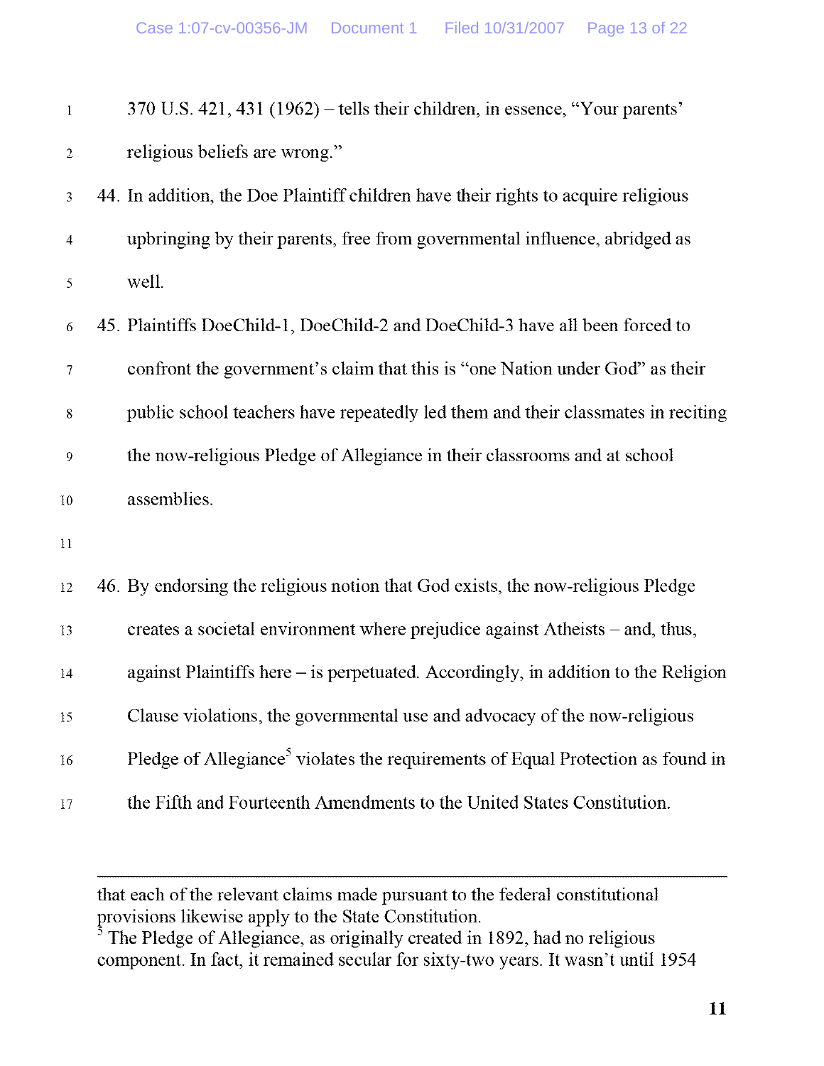370 U.S. 421, 431 (1962) – tells their children, in essence, "Your parents' religious beliefs are wrong."

44. In addition, the Doe Plaintiff children have their rights to acquire religious upbringing by their parents, free from governmental influence, abridged as well.

45. Plaintiffs DoeChild-1, DoeChild-2 and DoeChild-3 have all been forced to confront the government's claim that this is "one Nation under God" as their public school teachers have repeatedly led them and their classmates in reciting the now-religious Pledge of Allegiance in their classrooms and at school assemblies.

46. By endorsing the religious notion that God exists, the now-religious Pledge creates a societal environment where prejudice against Atheists – and, thus, against Plaintiffs here – is perpetuated. Accordingly, in addition to the Religion Clause violations, the governmental use and advocacy of the now-religious Pledge of Allegiance[5] violates the requirements of Equal Protection as found in the Fifth and Fourteenth Amendments to the United States Constitution.

---

that each of the relevant claims made pursuant to the federal constitutional provisions likewise apply to the State Constitution.

[5] The Pledge of Allegiance, as originally created in 1892, had no religious component. In fact, it remained secular for sixty-two years. It wasn't until 1954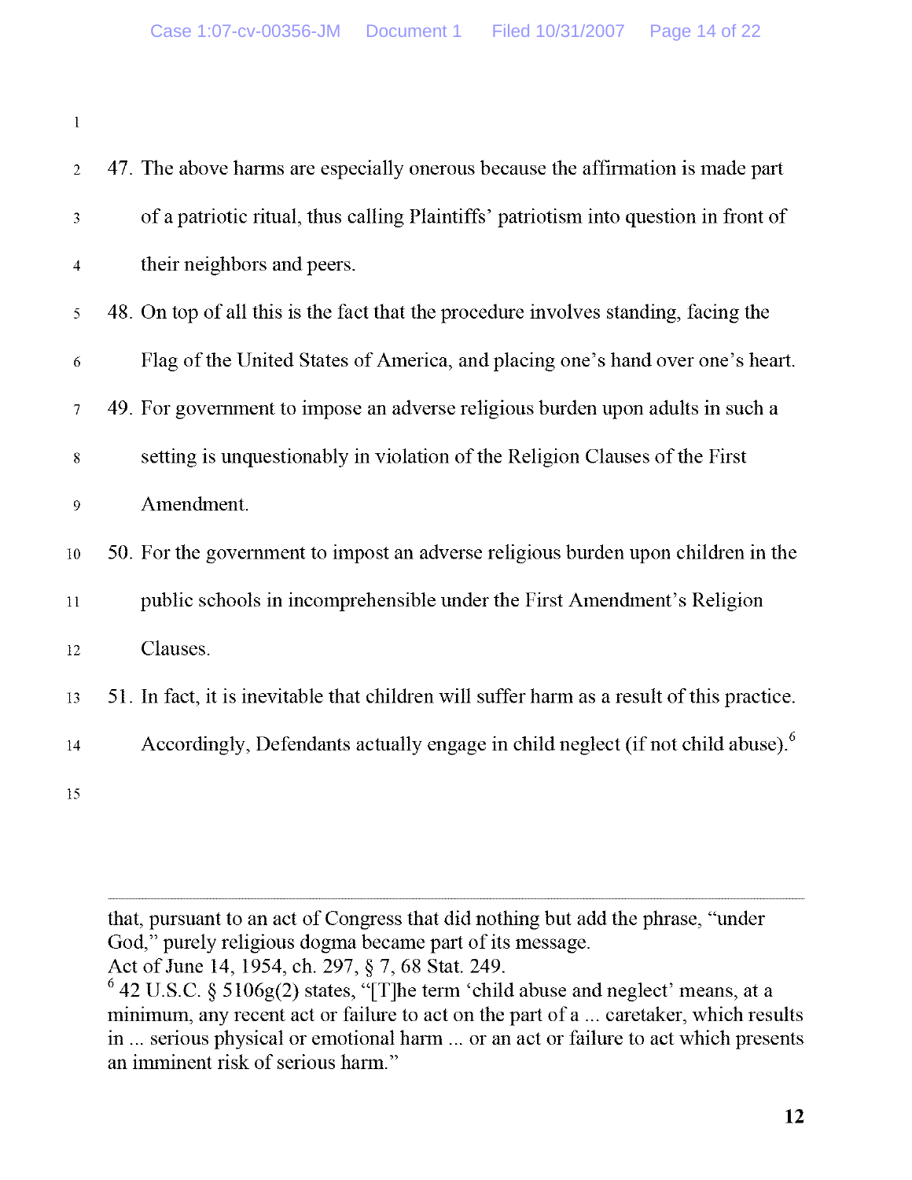47. The above harms are especially onerous because the affirmation is made part of a patriotic ritual, thus calling Plaintiffs' patriotism into question in front of their neighbors and peers.

48. On top of all this is the fact that the procedure involves standing, facing the Flag of the United States of America, and placing one's hand over one's heart.

49. For government to impose an adverse religious burden upon adults in such a setting is unquestionably in violation of the Religion Clauses of the First Amendment.

50. For the government to impost an adverse religious burden upon children in the public schools in incomprehensible under the First Amendment's Religion Clauses.

51. In fact, it is inevitable that children will suffer harm as a result of this practice. Accordingly, Defendants actually engage in child neglect (if not child abuse).[6]

---

that, pursuant to an act of Congress that did nothing but add the phrase, "under God," purely religious dogma became part of its message. Act of June 14, 1954, ch. 297, § 7, 68 Stat. 249.

[6] 42 U.S.C. § 5106g(2) states, "[T]he term 'child abuse and neglect' means, at a minimum, any recent act or failure to act on the part of a ... caretaker, which results in ... serious physical or emotional harm ... or an act or failure to act which presents an imminent risk of serious harm."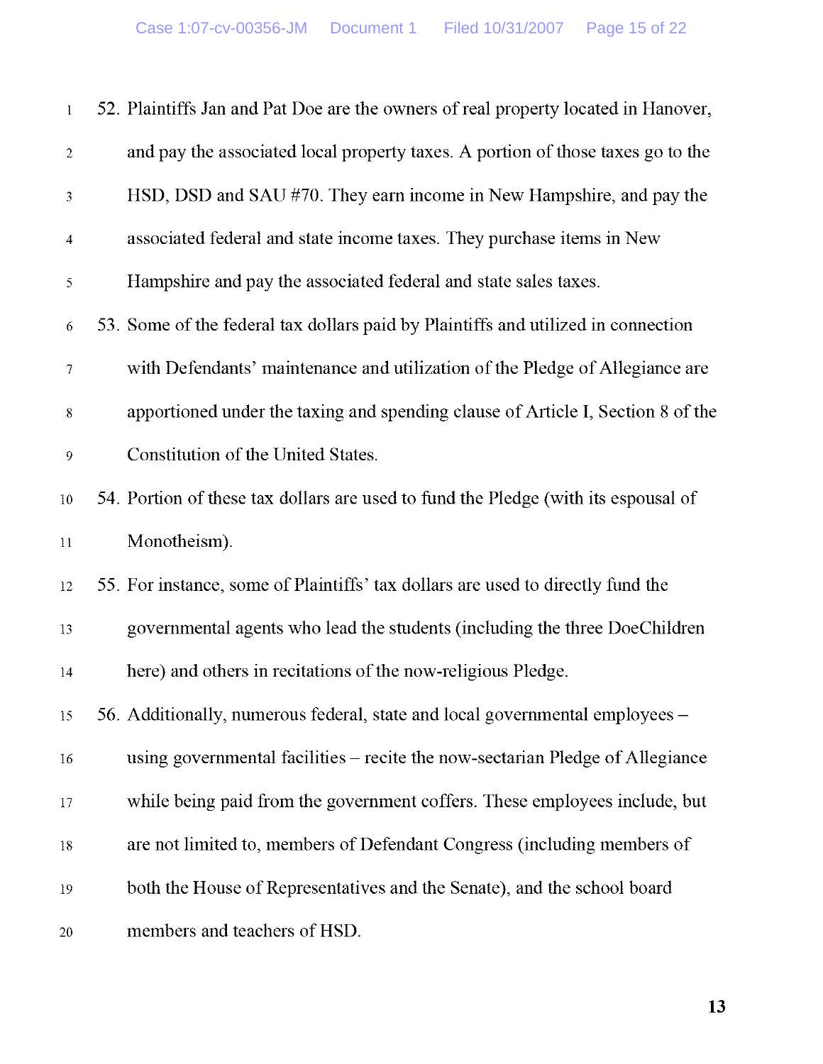52. Plaintiffs Jan and Pat Doe are the owners of real property located in Hanover, and pay the associated local property taxes. A portion of those taxes go to the HSD, DSD and SAU #70. They earn income in New Hampshire, and pay the associated federal and state income taxes. They purchase items in New Hampshire and pay the associated federal and state sales taxes.

53. Some of the federal tax dollars paid by Plaintiffs and utilized in connection with Defendants' maintenance and utilization of the Pledge of Allegiance are apportioned under the taxing and spending clause of Article I, Section 8 of the Constitution of the United States.

54. Portion of these tax dollars are used to fund the Pledge (with its espousal of Monotheism).

55. For instance, some of Plaintiffs' tax dollars are used to directly fund the governmental agents who lead the students (including the three DoeChildren here) and others in recitations of the now-religious Pledge.

56. Additionally, numerous federal, state and local governmental employees – using governmental facilities – recite the now-sectarian Pledge of Allegiance while being paid from the government coffers. These employees include, but are not limited to, members of Defendant Congress (including members of both the House of Representatives and the Senate), and the school board members and teachers of HSD.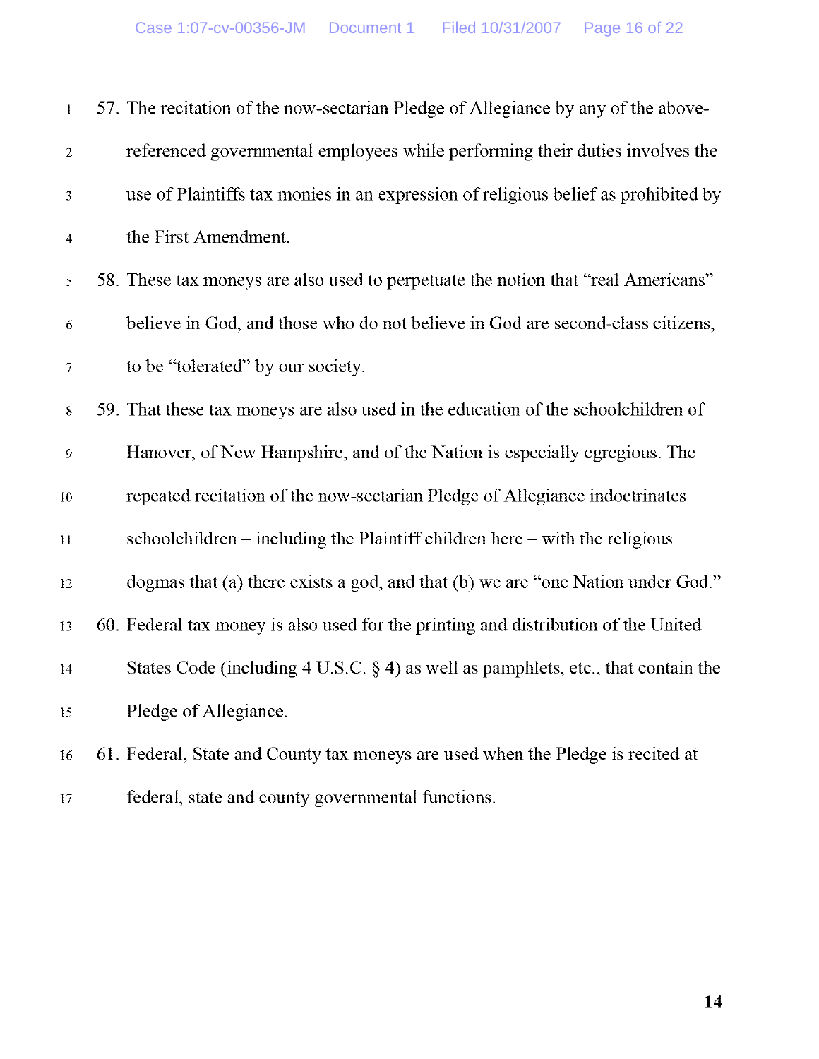57. The recitation of the now-sectarian Pledge of Allegiance by any of the above-referenced governmental employees while performing their duties involves the use of Plaintiffs tax monies in an expression of religious belief as prohibited by the First Amendment.

58. These tax moneys are also used to perpetuate the notion that "real Americans" believe in God, and those who do not believe in God are second-class citizens, to be "tolerated" by our society.

59. That these tax moneys are also used in the education of the schoolchildren of Hanover, of New Hampshire, and of the Nation is especially egregious. The repeated recitation of the now-sectarian Pledge of Allegiance indoctrinates schoolchildren – including the Plaintiff children here – with the religious dogmas that (a) there exists a god, and that (b) we are "one Nation under God."

60. Federal tax money is also used for the printing and distribution of the United States Code (including 4 U.S.C. § 4) as well as pamphlets, etc., that contain the Pledge of Allegiance.

61. Federal, State and County tax moneys are used when the Pledge is recited at federal, state and county governmental functions.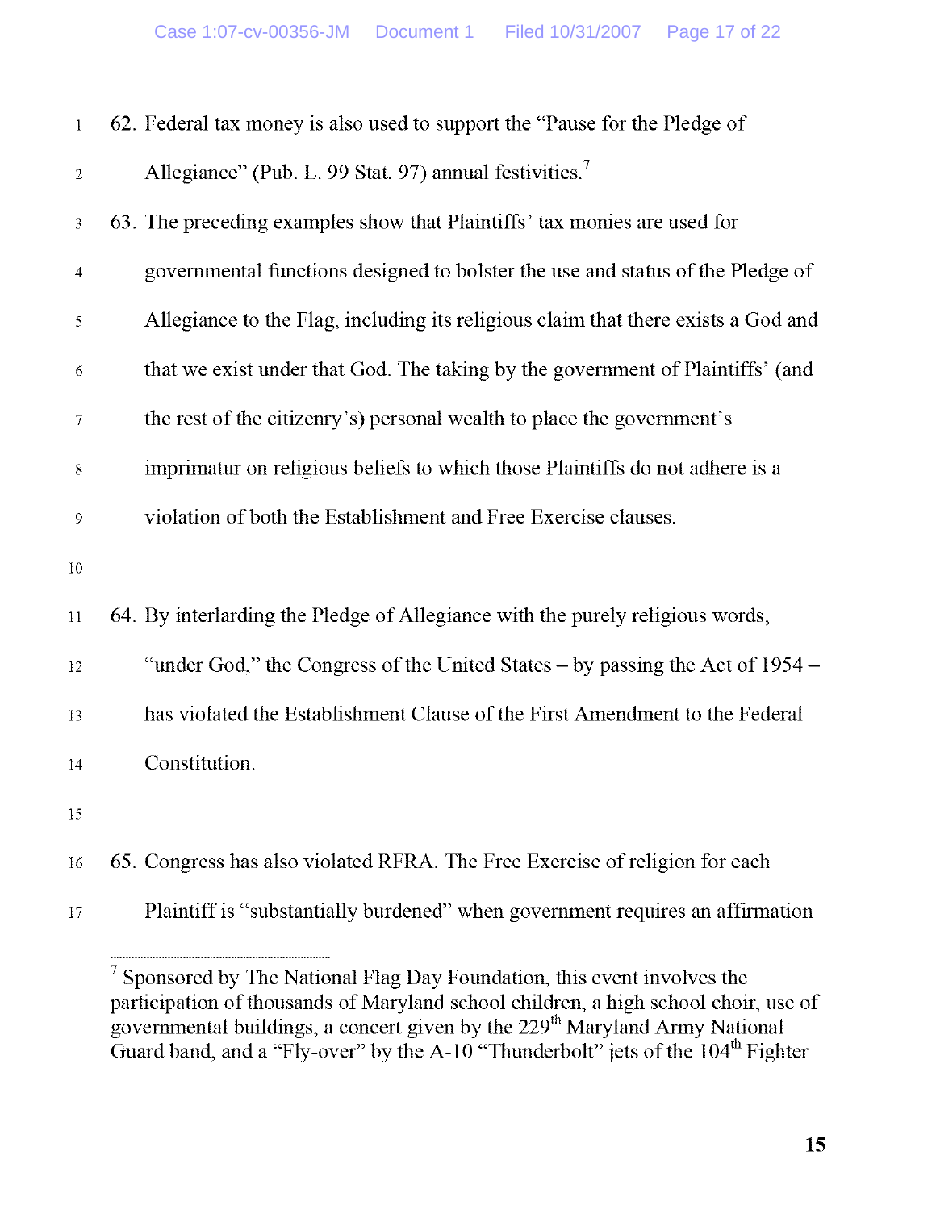62. Federal tax money is also used to support the "Pause for the Pledge of Allegiance" (Pub. L. 99 Stat. 97) annual festivities.[7]

63. The preceding examples show that Plaintiffs' tax monies are used for governmental functions designed to bolster the use and status of the Pledge of Allegiance to the Flag, including its religious claim that there exists a God and that we exist under that God. The taking by the government of Plaintiffs' (and the rest of the citizenry's) personal wealth to place the government's imprimatur on religious beliefs to which those Plaintiffs do not adhere is a violation of both the Establishment and Free Exercise clauses.

64. By interlarding the Pledge of Allegiance with the purely religious words, "under God," the Congress of the United States – by passing the Act of 1954 – has violated the Establishment Clause of the First Amendment to the Federal Constitution.

65. Congress has also violated RFRA. The Free Exercise of religion for each Plaintiff is "substantially burdened" when government requires an affirmation

---

[7] Sponsored by The National Flag Day Foundation, this event involves the participation of thousands of Maryland school children, a high school choir, use of governmental buildings, a concert given by the 229th Maryland Army National Guard band, and a "Fly-over" by the A-10 "Thunderbolt" jets of the 104th Fighter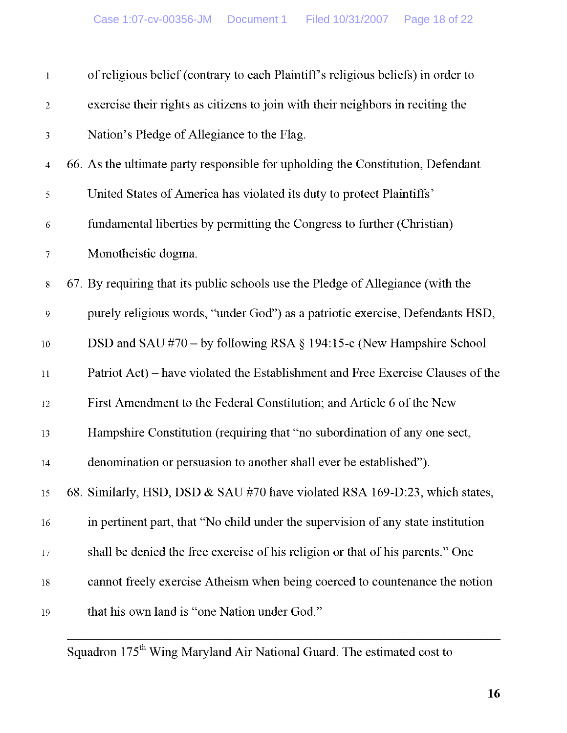of religious belief (contrary to each Plaintiff's religious beliefs) in order to exercise their rights as citizens to join with their neighbors in reciting the Nation's Pledge of Allegiance to the Flag.

66. As the ultimate party responsible for upholding the Constitution, Defendant United States of America has violated its duty to protect Plaintiffs' fundamental liberties by permitting the Congress to further (Christian) Monotheistic dogma.

67. By requiring that its public schools use the Pledge of Allegiance (with the purely religious words, "under God") as a patriotic exercise, Defendants HSD, DSD and SAU #70 – by following RSA § 194:15-c (New Hampshire School Patriot Act) – have violated the Establishment and Free Exercise Clauses of the First Amendment to the Federal Constitution; and Article 6 of the New Hampshire Constitution (requiring that "no subordination of any one sect, denomination or persuasion to another shall ever be established").

68. Similarly, HSD, DSD & SAU #70 have violated RSA 169-D:23, which states, in pertinent part, that "No child under the supervision of any state institution shall be denied the free exercise of his religion or that of his parents." One cannot freely exercise Atheism when being coerced to countenance the notion that his own land is "one Nation under God."

---

Squadron 175th Wing Maryland Air National Guard. The estimated cost to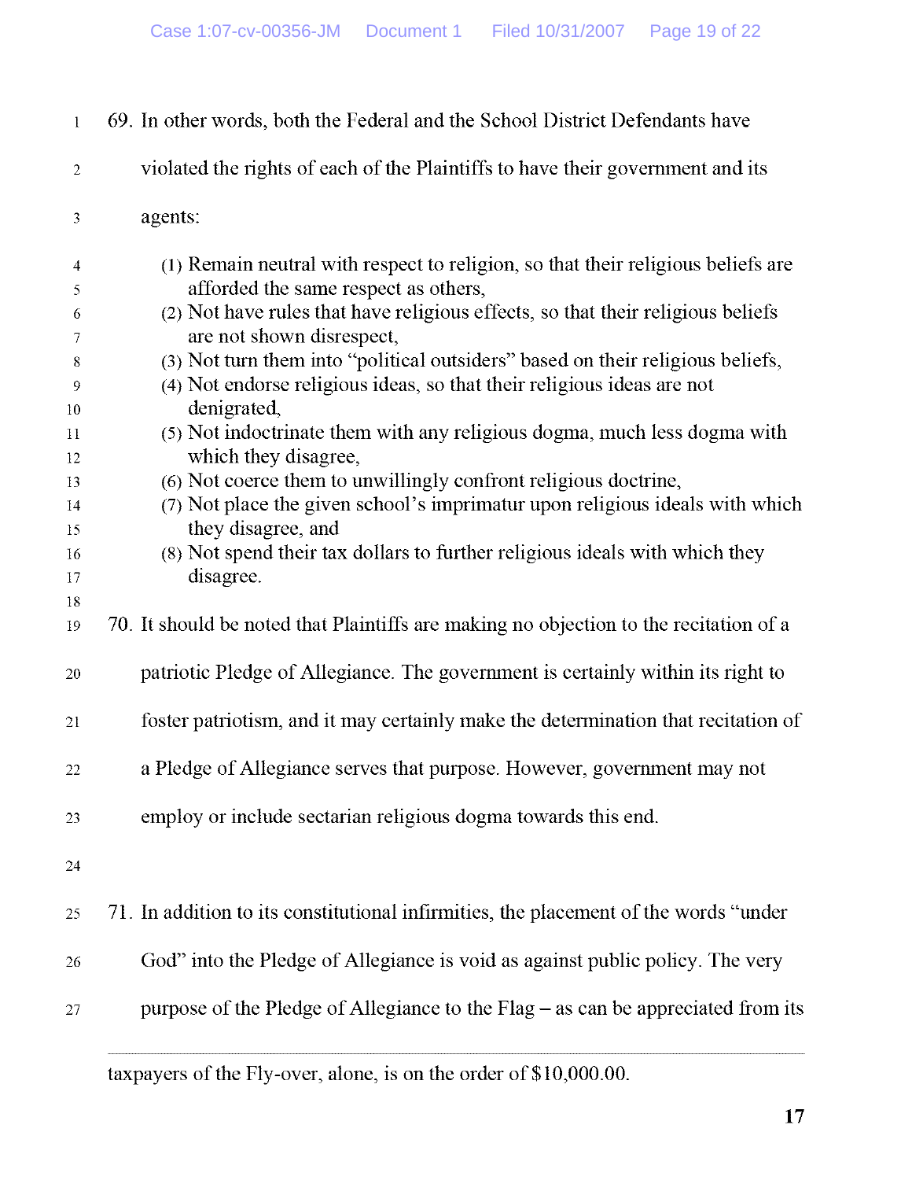69. In other words, both the Federal and the School District Defendants have violated the rights of each of the Plaintiffs to have their government and its agents:

(1) Remain neutral with respect to religion, so that their religious beliefs are afforded the same respect as others,
(2) Not have rules that have religious effects, so that their religious beliefs are not shown disrespect,
(3) Not turn them into "political outsiders" based on their religious beliefs,
(4) Not endorse religious ideas, so that their religious ideas are not denigrated,
(5) Not indoctrinate them with any religious dogma, much less dogma with which they disagree,
(6) Not coerce them to unwillingly confront religious doctrine,
(7) Not place the given school's imprimatur upon religious ideals with which they disagree, and
(8) Not spend their tax dollars to further religious ideals with which they disagree.

70. It should be noted that Plaintiffs are making no objection to the recitation of a patriotic Pledge of Allegiance. The government is certainly within its right to foster patriotism, and it may certainly make the determination that recitation of a Pledge of Allegiance serves that purpose. However, government may not employ or include sectarian religious dogma towards this end.

71. In addition to its constitutional infirmities, the placement of the words "under God" into the Pledge of Allegiance is void as against public policy. The very purpose of the Pledge of Allegiance to the Flag – as can be appreciated from its

---

taxpayers of the Fly-over, alone, is on the order of $10,000.00.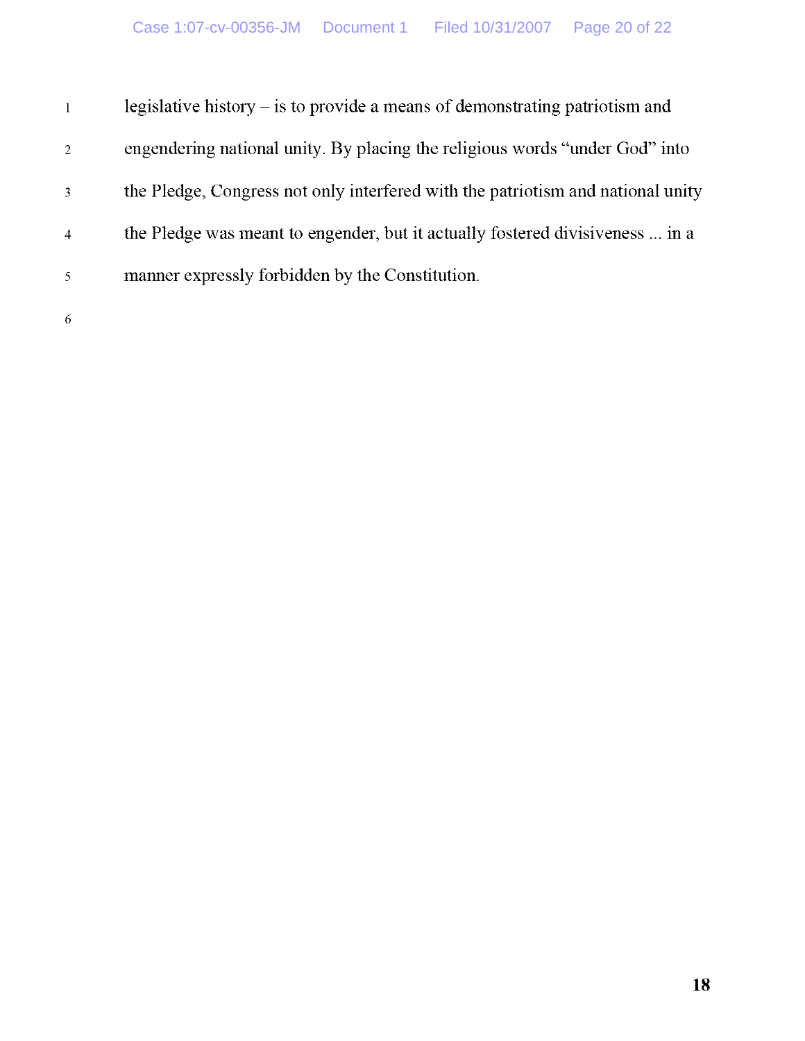legislative history – is to provide a means of demonstrating patriotism and engendering national unity. By placing the religious words "under God" into the Pledge, Congress not only interfered with the patriotism and national unity the Pledge was meant to engender, but it actually fostered divisiveness ... in a manner expressly forbidden by the Constitution.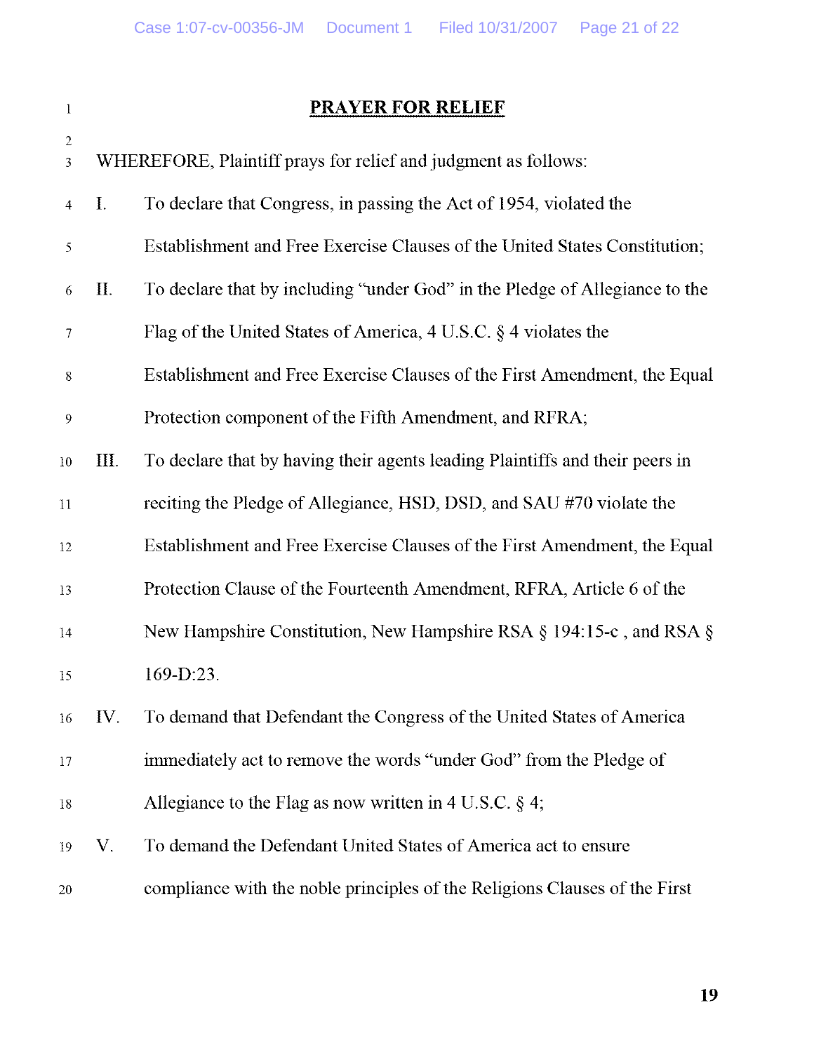## PRAYER FOR RELIEF

WHEREFORE, Plaintiff prays for relief and judgment as follows:

I. To declare that Congress, in passing the Act of 1954, violated the Establishment and Free Exercise Clauses of the United States Constitution;

II. To declare that by including "under God" in the Pledge of Allegiance to the Flag of the United States of America, 4 U.S.C. § 4 violates the Establishment and Free Exercise Clauses of the First Amendment, the Equal Protection component of the Fifth Amendment, and RFRA;

III. To declare that by having their agents leading Plaintiffs and their peers in reciting the Pledge of Allegiance, HSD, DSD, and SAU #70 violate the Establishment and Free Exercise Clauses of the First Amendment, the Equal Protection Clause of the Fourteenth Amendment, RFRA, Article 6 of the New Hampshire Constitution, New Hampshire RSA § 194:15-c , and RSA § 169-D:23.

IV. To demand that Defendant the Congress of the United States of America immediately act to remove the words "under God" from the Pledge of Allegiance to the Flag as now written in 4 U.S.C. § 4;

V. To demand the Defendant United States of America act to ensure compliance with the noble principles of the Religions Clauses of the First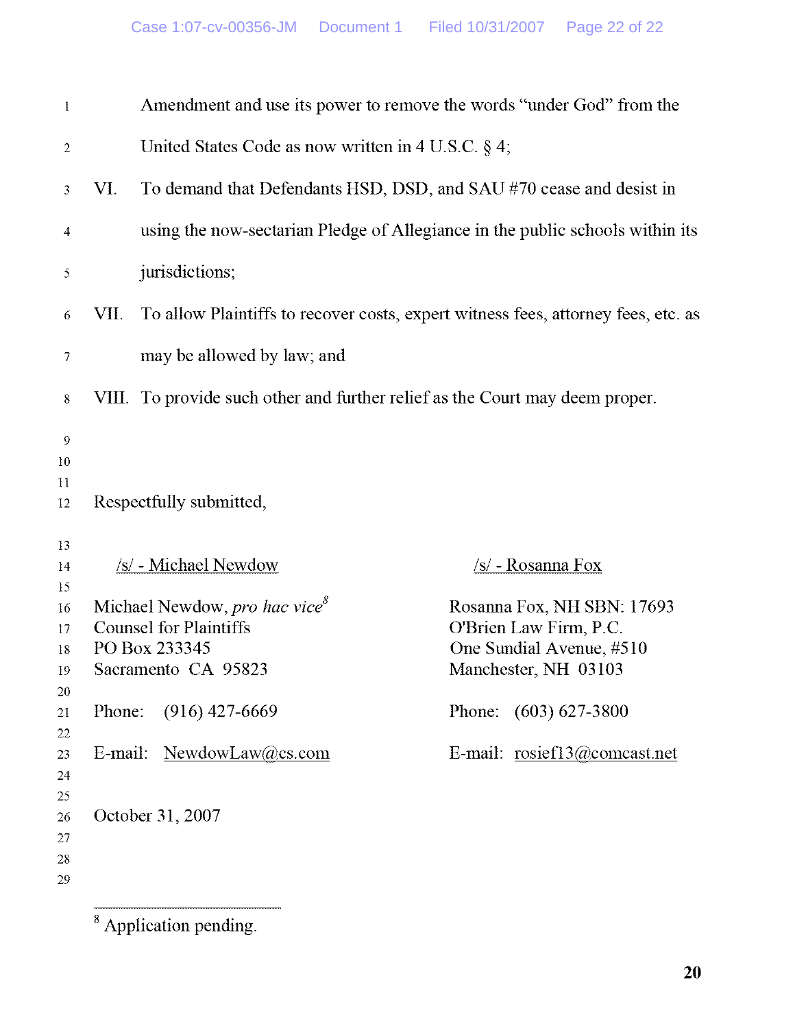Amendment and use its power to remove the words "under God" from the United States Code as now written in 4 U.S.C. § 4;

VI. To demand that Defendants HSD, DSD, and SAU #70 cease and desist in using the now-sectarian Pledge of Allegiance in the public schools within its jurisdictions;

VII. To allow Plaintiffs to recover costs, expert witness fees, attorney fees, etc. as may be allowed by law; and

VIII. To provide such other and further relief as the Court may deem proper.

Respectfully submitted,

/s/ - Michael Newdow

Michael Newdow, *pro hac vice*[8]
Counsel for Plaintiffs
PO Box 233345
Sacramento CA 95823

Phone: (916) 427-6669

E-mail: NewdowLaw@cs.com

/s/ - Rosanna Fox

Rosanna Fox, NH SBN: 17693
O'Brien Law Firm, P.C.
One Sundial Avenue, #510
Manchester, NH 03103

Phone: (603) 627-3800

E-mail: rosief13@comcast.net

October 31, 2007

---

[8] Application pending.